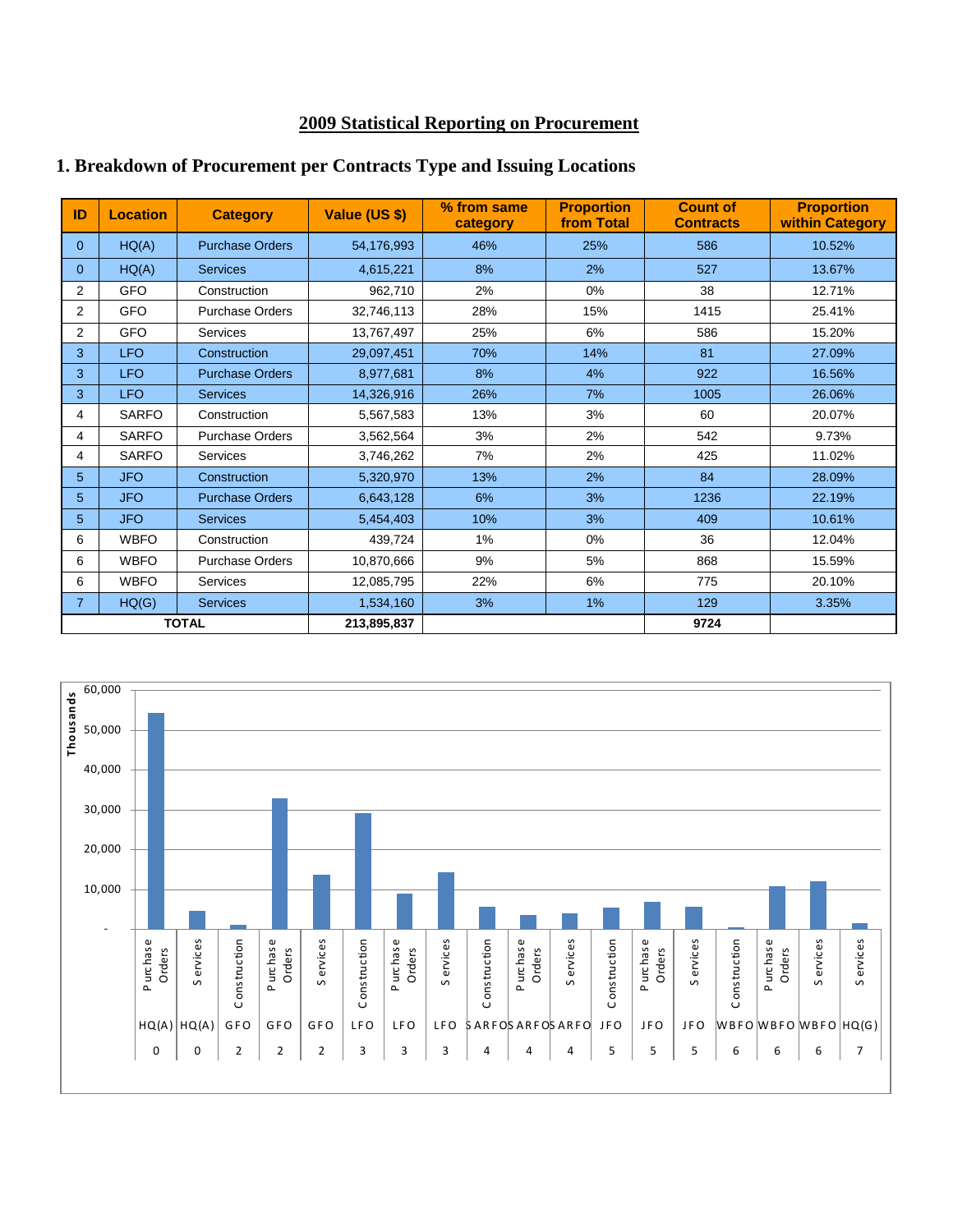# 2009 Statistical Reporting on Procurement

## 1. Breakdown of Procurement per Contracts Type and Issuing Locations

| ID | Location | Category | Value (US $) | % from same category | Proportion from Total | Count of Contracts | Proportion within Category |
|---|---|---|---|---|---|---|---|
| 0 | HQ(A) | Purchase Orders | 54,176,993 | 46% | 25% | 586 | 10.52% |
| 0 | HQ(A) | Services | 4,615,221 | 8% | 2% | 527 | 13.67% |
| 2 | GFO | Construction | 962,710 | 2% | 0% | 38 | 12.71% |
| 2 | GFO | Purchase Orders | 32,746,113 | 28% | 15% | 1415 | 25.41% |
| 2 | GFO | Services | 13,767,497 | 25% | 6% | 586 | 15.20% |
| 3 | LFO | Construction | 29,097,451 | 70% | 14% | 81 | 27.09% |
| 3 | LFO | Purchase Orders | 8,977,681 | 8% | 4% | 922 | 16.56% |
| 3 | LFO | Services | 14,326,916 | 26% | 7% | 1005 | 26.06% |
| 4 | SARFO | Construction | 5,567,583 | 13% | 3% | 60 | 20.07% |
| 4 | SARFO | Purchase Orders | 3,562,564 | 3% | 2% | 542 | 9.73% |
| 4 | SARFO | Services | 3,746,262 | 7% | 2% | 425 | 11.02% |
| 5 | JFO | Construction | 5,320,970 | 13% | 2% | 84 | 28.09% |
| 5 | JFO | Purchase Orders | 6,643,128 | 6% | 3% | 1236 | 22.19% |
| 5 | JFO | Services | 5,454,403 | 10% | 3% | 409 | 10.61% |
| 6 | WBFO | Construction | 439,724 | 1% | 0% | 36 | 12.04% |
| 6 | WBFO | Purchase Orders | 10,870,666 | 9% | 5% | 868 | 15.59% |
| 6 | WBFO | Services | 12,085,795 | 22% | 6% | 775 | 20.10% |
| 7 | HQ(G) | Services | 1,534,160 | 3% | 1% | 129 | 3.35% |
| **TOTAL** | | | **213,895,837** | | | **9724** | |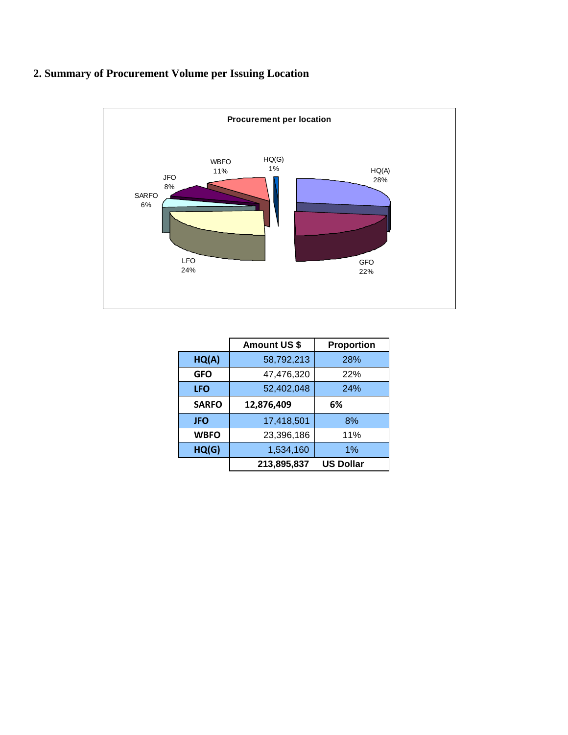## 2. Summary of Procurement Volume per Issuing Location

|  | Amount US $ | Proportion |
|---|---|---|
| **HQ(A)** | 58,792,213 | 28% |
| **GFO** | 47,476,320 | 22% |
| **LFO** | 52,402,048 | 24% |
| **SARFO** | **12,876,409** | **6%** |
| **JFO** | 17,418,501 | 8% |
| **WBFO** | 23,396,186 | 11% |
| **HQ(G)** | 1,534,160 | 1% |
|  | **213,895,837** | **US Dollar** |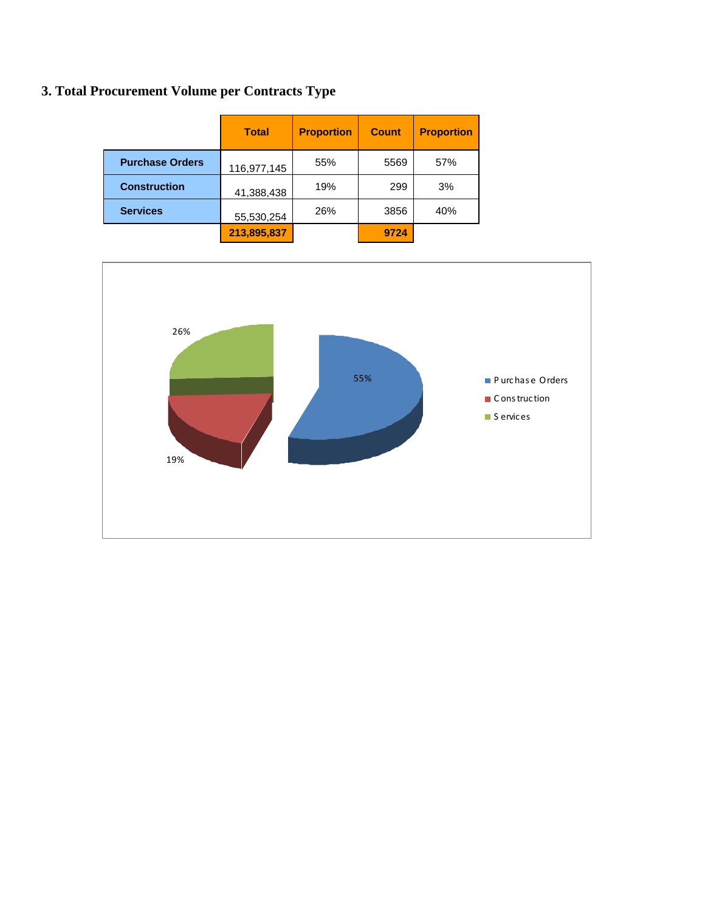### 3. Total Procurement Volume per Contracts Type

| | Total | Proportion | Count | Proportion |
|---|---|---|---|---|
| **Purchase Orders** | 116,977,145 | 55% | 5569 | 57% |
| **Construction** | 41,388,438 | 19% | 299 | 3% |
| **Services** | 55,530,254 | 26% | 3856 | 40% |
| | **213,895,837** | | **9724** | |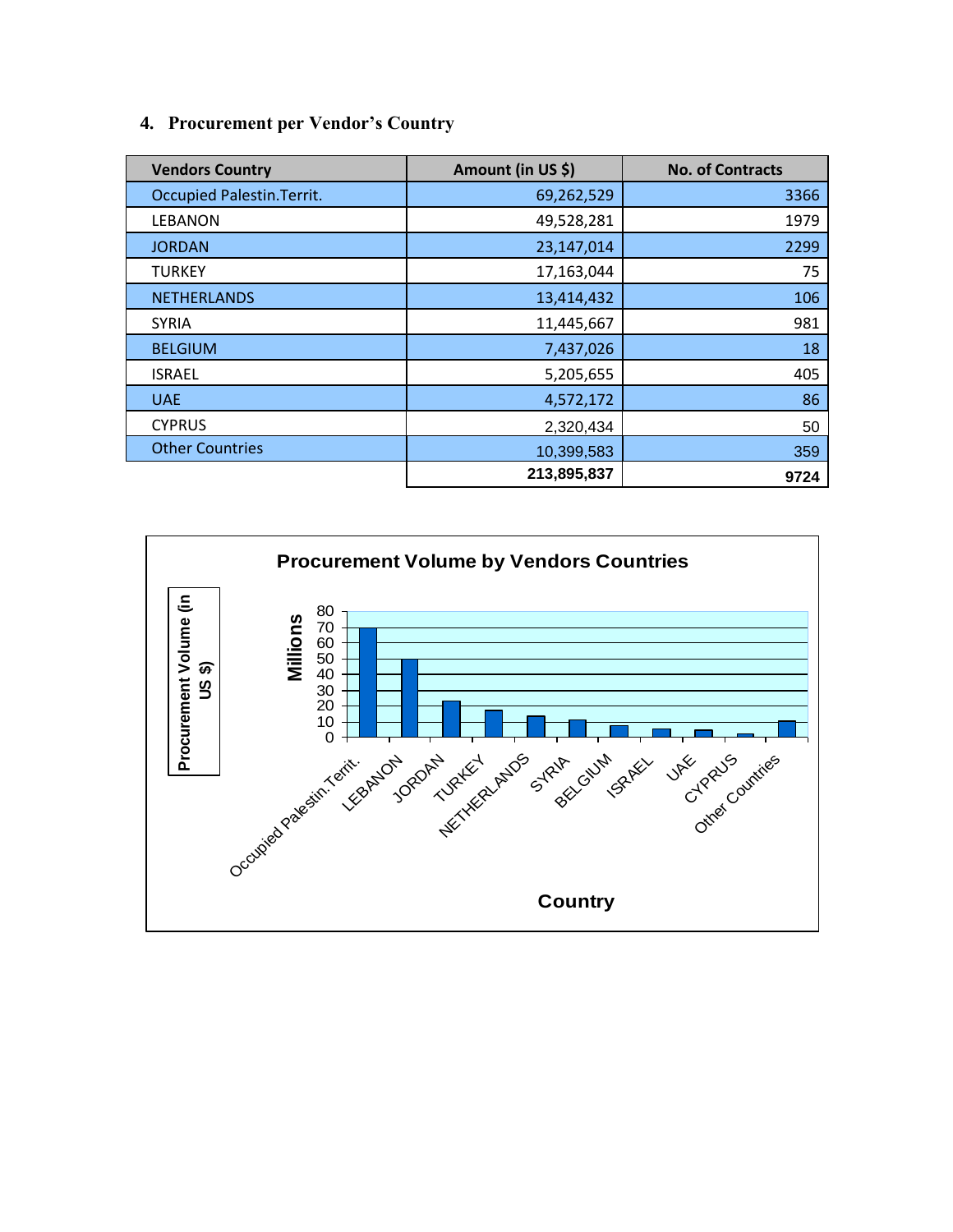## 4. Procurement per Vendor's Country

| Vendors Country | Amount (in US $) | No. of Contracts |
|---|---|---|
| Occupied Palestin.Territ. | 69,262,529 | 3366 |
| LEBANON | 49,528,281 | 1979 |
| JORDAN | 23,147,014 | 2299 |
| TURKEY | 17,163,044 | 75 |
| NETHERLANDS | 13,414,432 | 106 |
| SYRIA | 11,445,667 | 981 |
| BELGIUM | 7,437,026 | 18 |
| ISRAEL | 5,205,655 | 405 |
| UAE | 4,572,172 | 86 |
| CYPRUS | 2,320,434 | 50 |
| Other Countries | 10,399,583 | 359 |
| | **213,895,837** | **9724** |

**Procurement Volume by Vendors Countries**

| Country | Procurement Volume (in US $) – Millions |
|---|---|
| Occupied Palestin.Territ. | ~69 |
| LEBANON | ~50 |
| JORDAN | ~23 |
| TURKEY | ~17 |
| NETHERLANDS | ~13 |
| SYRIA | ~11 |
| BELGIUM | ~7 |
| ISRAEL | ~5 |
| UAE | ~5 |
| CYPRUS | ~2 |
| Other Countries | ~10 |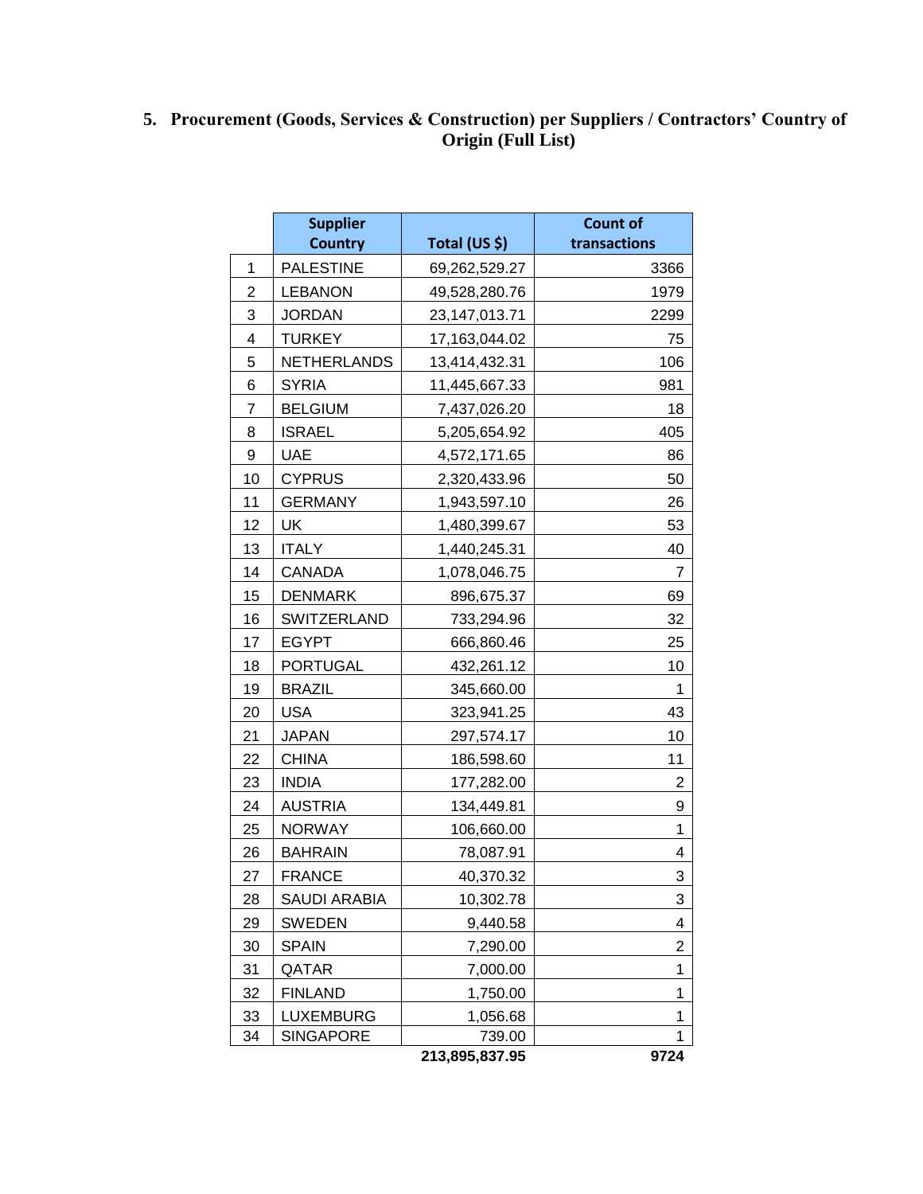## 5. Procurement (Goods, Services & Construction) per Suppliers / Contractors' Country of Origin (Full List)

| | Supplier Country | Total (US $) | Count of transactions |
|---|---|---|---|
| 1 | PALESTINE | 69,262,529.27 | 3366 |
| 2 | LEBANON | 49,528,280.76 | 1979 |
| 3 | JORDAN | 23,147,013.71 | 2299 |
| 4 | TURKEY | 17,163,044.02 | 75 |
| 5 | NETHERLANDS | 13,414,432.31 | 106 |
| 6 | SYRIA | 11,445,667.33 | 981 |
| 7 | BELGIUM | 7,437,026.20 | 18 |
| 8 | ISRAEL | 5,205,654.92 | 405 |
| 9 | UAE | 4,572,171.65 | 86 |
| 10 | CYPRUS | 2,320,433.96 | 50 |
| 11 | GERMANY | 1,943,597.10 | 26 |
| 12 | UK | 1,480,399.67 | 53 |
| 13 | ITALY | 1,440,245.31 | 40 |
| 14 | CANADA | 1,078,046.75 | 7 |
| 15 | DENMARK | 896,675.37 | 69 |
| 16 | SWITZERLAND | 733,294.96 | 32 |
| 17 | EGYPT | 666,860.46 | 25 |
| 18 | PORTUGAL | 432,261.12 | 10 |
| 19 | BRAZIL | 345,660.00 | 1 |
| 20 | USA | 323,941.25 | 43 |
| 21 | JAPAN | 297,574.17 | 10 |
| 22 | CHINA | 186,598.60 | 11 |
| 23 | INDIA | 177,282.00 | 2 |
| 24 | AUSTRIA | 134,449.81 | 9 |
| 25 | NORWAY | 106,660.00 | 1 |
| 26 | BAHRAIN | 78,087.91 | 4 |
| 27 | FRANCE | 40,370.32 | 3 |
| 28 | SAUDI ARABIA | 10,302.78 | 3 |
| 29 | SWEDEN | 9,440.58 | 4 |
| 30 | SPAIN | 7,290.00 | 2 |
| 31 | QATAR | 7,000.00 | 1 |
| 32 | FINLAND | 1,750.00 | 1 |
| 33 | LUXEMBURG | 1,056.68 | 1 |
| 34 | SINGAPORE | 739.00 | 1 |
| | | **213,895,837.95** | **9724** |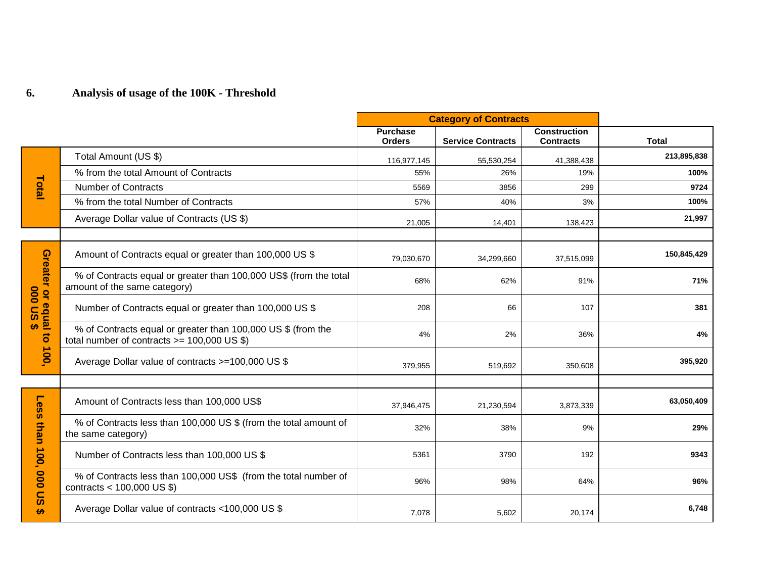## 6. Analysis of usage of the 100K - Threshold

| | | Category of Contracts | | | |
|---|---|---|---|---|---|
| | | Purchase Orders | Service Contracts | Construction Contracts | Total |
| **Total** | Total Amount (US $) | 116,977,145 | 55,530,254 | 41,388,438 | **213,895,838** |
| | % from the total Amount of Contracts | 55% | 26% | 19% | **100%** |
| | Number of Contracts | 5569 | 3856 | 299 | **9724** |
| | % from the total Number of Contracts | 57% | 40% | 3% | **100%** |
| | Average Dollar value of Contracts (US $) | 21,005 | 14,401 | 138,423 | **21,997** |
| | | | | | |
| **Greater or equal to 100, 000 US $** | Amount of Contracts equal or greater than 100,000 US $ | 79,030,670 | 34,299,660 | 37,515,099 | **150,845,429** |
| | % of Contracts equal or greater than 100,000 US$ (from the total amount of the same category) | 68% | 62% | 91% | **71%** |
| | Number of Contracts equal or greater than 100,000 US $ | 208 | 66 | 107 | **381** |
| | % of Contracts equal or greater than 100,000 US $ (from the total number of contracts >= 100,000 US $) | 4% | 2% | 36% | **4%** |
| | Average Dollar value of contracts >=100,000 US $ | 379,955 | 519,692 | 350,608 | **395,920** |
| | | | | | |
| **Less than 100, 000 US $** | Amount of Contracts less than 100,000 US$ | 37,946,475 | 21,230,594 | 3,873,339 | **63,050,409** |
| | % of Contracts less than 100,000 US $ (from the total amount of the same category) | 32% | 38% | 9% | **29%** |
| | Number of Contracts less than 100,000 US $ | 5361 | 3790 | 192 | **9343** |
| | % of Contracts less than 100,000 US$ (from the total number of contracts < 100,000 US $) | 96% | 98% | 64% | **96%** |
| | Average Dollar value of contracts <100,000 US $ | 7,078 | 5,602 | 20,174 | **6,748** |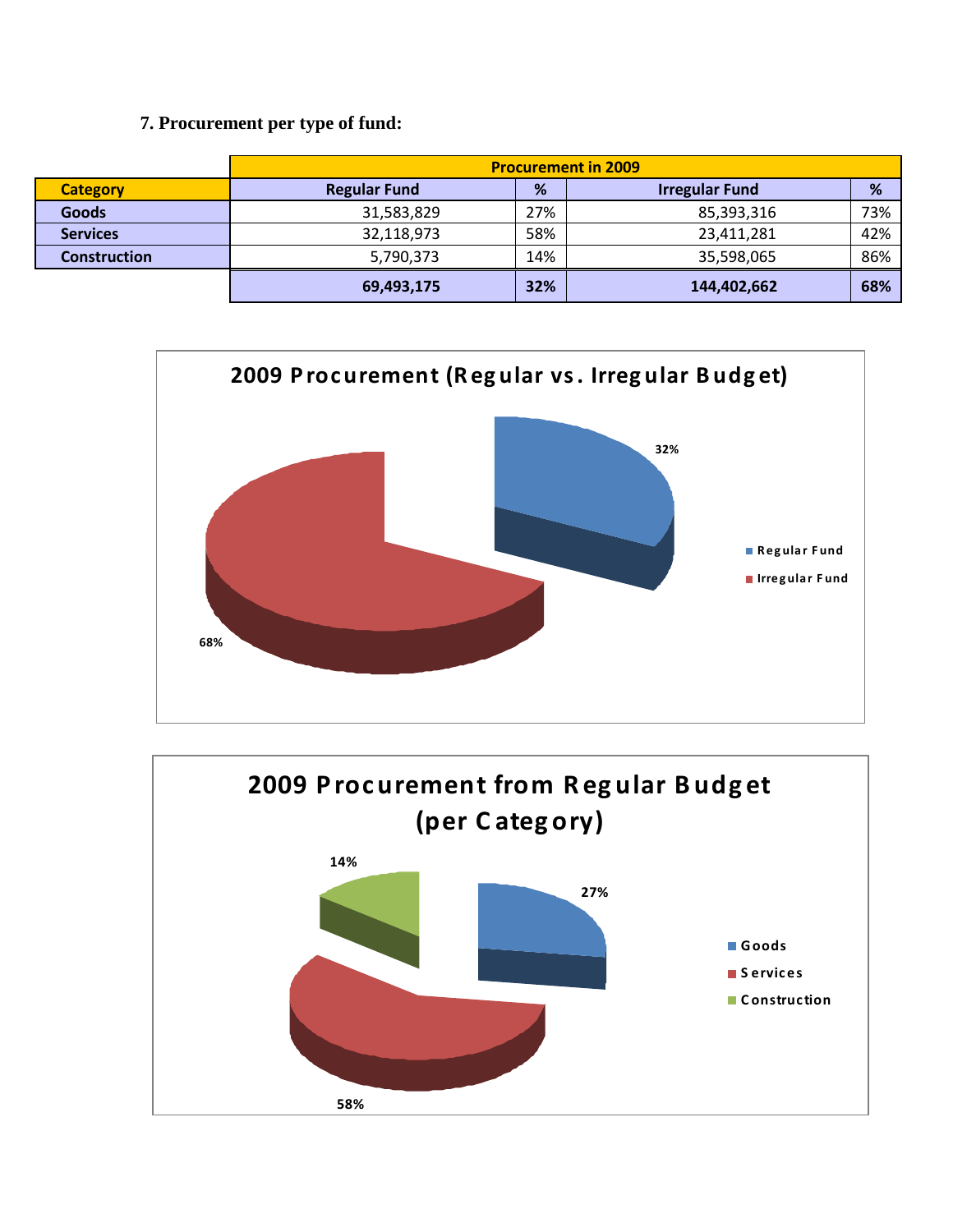### 7. Procurement per type of fund:

| | Procurement in 2009 | | | |
|---|---|---|---|---|
| **Category** | **Regular Fund** | **%** | **Irregular Fund** | **%** |
| **Goods** | 31,583,829 | 27% | 85,393,316 | 73% |
| **Services** | 32,118,973 | 58% | 23,411,281 | 42% |
| **Construction** | 5,790,373 | 14% | 35,598,065 | 86% |
| | **69,493,175** | **32%** | **144,402,662** | **68%** |

**2009 Procurement (Regular vs. Irregular Budget)**

- Regular Fund: 32%
- Irregular Fund: 68%

**2009 Procurement from Regular Budget (per Category)**

- Goods: 27%
- Services: 58%
- Construction: 14%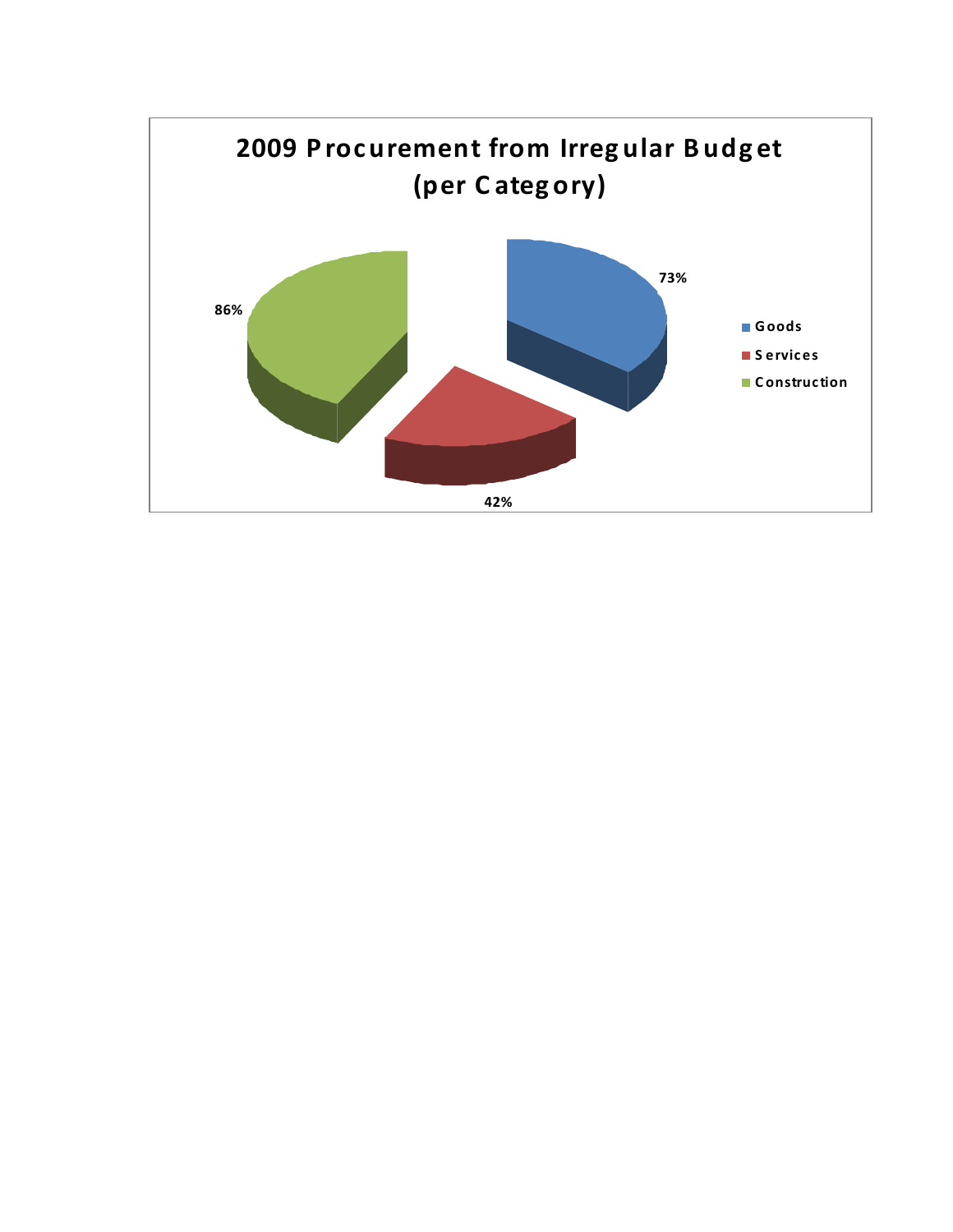**2009 Procurement from Irregular Budget (per Category)**

| Category | Percentage |
|---|---|
| Goods | 73% |
| Services | 42% |
| Construction | 86% |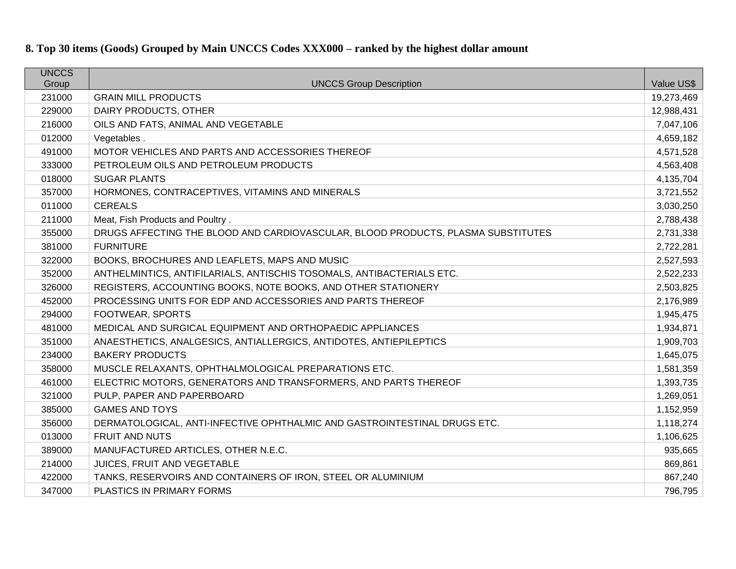### 8. Top 30 items (Goods) Grouped by Main UNCCS Codes XXX000 – ranked by the highest dollar amount

| UNCCS Group | UNCCS Group Description | Value US$ |
|---|---|---|
| 231000 | GRAIN MILL PRODUCTS | 19,273,469 |
| 229000 | DAIRY PRODUCTS, OTHER | 12,988,431 |
| 216000 | OILS AND FATS, ANIMAL AND VEGETABLE | 7,047,106 |
| 012000 | Vegetables . | 4,659,182 |
| 491000 | MOTOR VEHICLES AND PARTS AND ACCESSORIES THEREOF | 4,571,528 |
| 333000 | PETROLEUM OILS AND PETROLEUM PRODUCTS | 4,563,408 |
| 018000 | SUGAR PLANTS | 4,135,704 |
| 357000 | HORMONES, CONTRACEPTIVES, VITAMINS AND MINERALS | 3,721,552 |
| 011000 | CEREALS | 3,030,250 |
| 211000 | Meat, Fish Products and Poultry . | 2,788,438 |
| 355000 | DRUGS AFFECTING THE BLOOD AND CARDIOVASCULAR, BLOOD PRODUCTS, PLASMA SUBSTITUTES | 2,731,338 |
| 381000 | FURNITURE | 2,722,281 |
| 322000 | BOOKS, BROCHURES AND LEAFLETS, MAPS AND MUSIC | 2,527,593 |
| 352000 | ANTHELMINTICS, ANTIFILARIALS, ANTISCHIS TOSOMALS, ANTIBACTERIALS ETC. | 2,522,233 |
| 326000 | REGISTERS, ACCOUNTING BOOKS, NOTE BOOKS, AND OTHER STATIONERY | 2,503,825 |
| 452000 | PROCESSING UNITS FOR EDP AND ACCESSORIES AND PARTS THEREOF | 2,176,989 |
| 294000 | FOOTWEAR, SPORTS | 1,945,475 |
| 481000 | MEDICAL AND SURGICAL EQUIPMENT AND ORTHOPAEDIC APPLIANCES | 1,934,871 |
| 351000 | ANAESTHETICS, ANALGESICS, ANTIALLERGICS, ANTIDOTES, ANTIEPILEPTICS | 1,909,703 |
| 234000 | BAKERY PRODUCTS | 1,645,075 |
| 358000 | MUSCLE RELAXANTS, OPHTHALMOLOGICAL PREPARATIONS ETC. | 1,581,359 |
| 461000 | ELECTRIC MOTORS, GENERATORS AND TRANSFORMERS, AND PARTS THEREOF | 1,393,735 |
| 321000 | PULP, PAPER AND PAPERBOARD | 1,269,051 |
| 385000 | GAMES AND TOYS | 1,152,959 |
| 356000 | DERMATOLOGICAL, ANTI-INFECTIVE OPHTHALMIC AND GASTROINTESTINAL DRUGS ETC. | 1,118,274 |
| 013000 | FRUIT AND NUTS | 1,106,625 |
| 389000 | MANUFACTURED ARTICLES, OTHER N.E.C. | 935,665 |
| 214000 | JUICES, FRUIT AND VEGETABLE | 869,861 |
| 422000 | TANKS, RESERVOIRS AND CONTAINERS OF IRON, STEEL OR ALUMINIUM | 867,240 |
| 347000 | PLASTICS IN PRIMARY FORMS | 796,795 |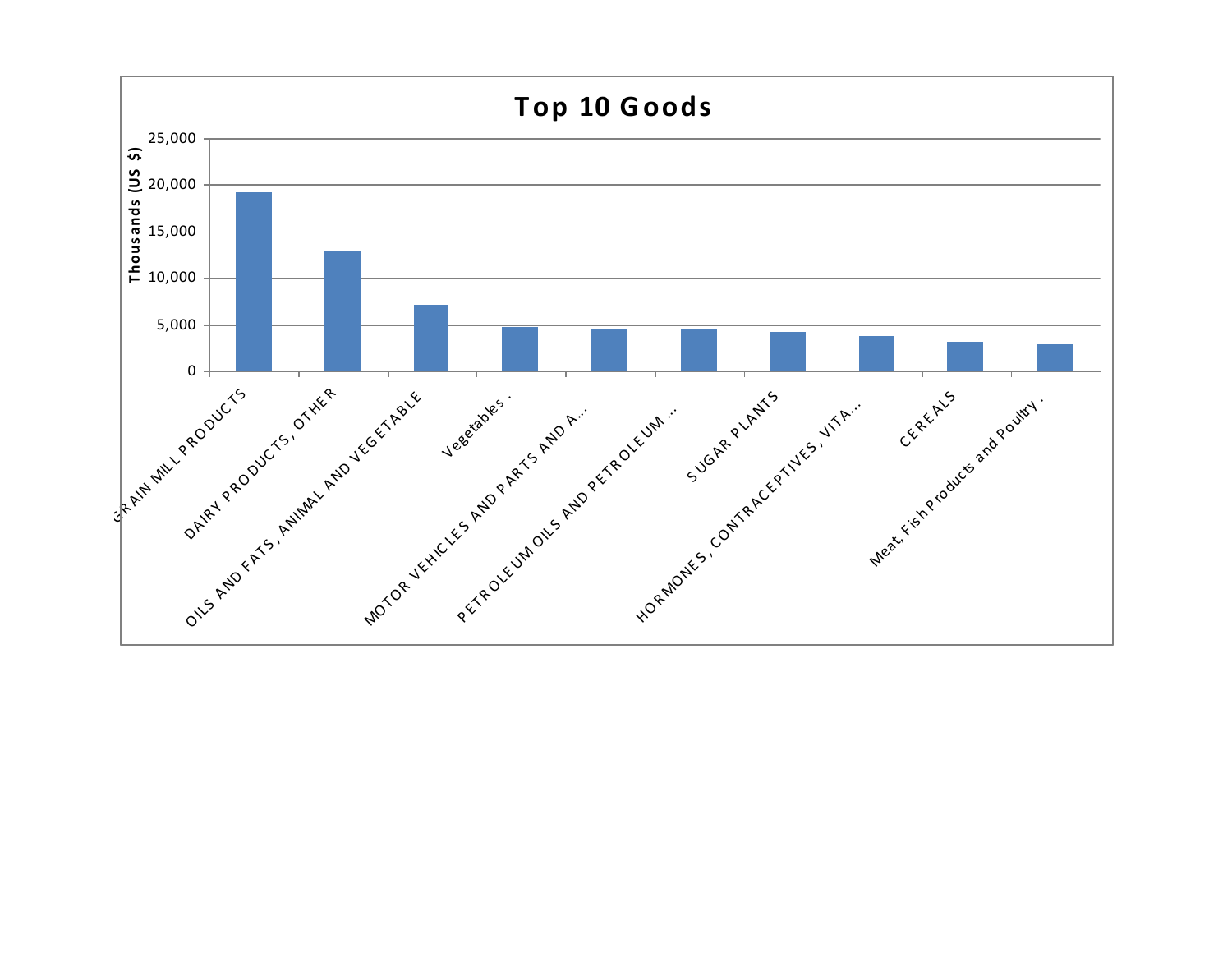## Top 10 Goods

Thousands (US $)

| Good | Value (approx.) |
| --- | --- |
| GRAIN MILL PRODUCTS | 19,200 |
| DAIRY PRODUCTS, OTHER | 13,000 |
| OILS AND FATS, ANIMAL AND VEGETABLE | 7,100 |
| Vegetables . | 4,800 |
| MOTOR VEHICLES AND PARTS AND A... | 4,600 |
| PETROLEUM OILS AND PETROLEUM ... | 4,600 |
| SUGAR PLANTS | 4,200 |
| HORMONES, CONTRACEPTIVES, VITA... | 3,800 |
| CEREALS | 3,200 |
| Meat, Fish Products and Poultry . | 2,900 |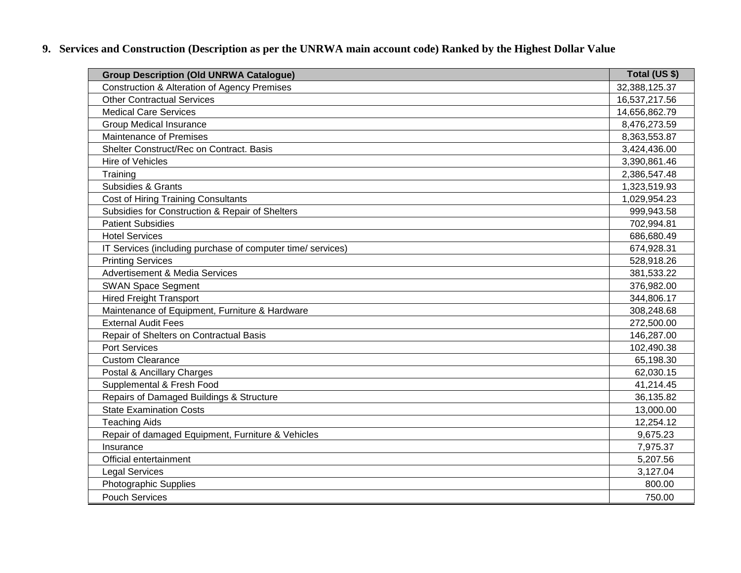## 9. Services and Construction (Description as per the UNRWA main account code) Ranked by the Highest Dollar Value

| Group Description (Old UNRWA Catalogue) | Total (US $) |
|---|---|
| Construction & Alteration of Agency Premises | 32,388,125.37 |
| Other Contractual Services | 16,537,217.56 |
| Medical Care Services | 14,656,862.79 |
| Group Medical Insurance | 8,476,273.59 |
| Maintenance of Premises | 8,363,553.87 |
| Shelter Construct/Rec on Contract. Basis | 3,424,436.00 |
| Hire of Vehicles | 3,390,861.46 |
| Training | 2,386,547.48 |
| Subsidies & Grants | 1,323,519.93 |
| Cost of Hiring Training Consultants | 1,029,954.23 |
| Subsidies for Construction & Repair of Shelters | 999,943.58 |
| Patient Subsidies | 702,994.81 |
| Hotel Services | 686,680.49 |
| IT Services (including purchase of computer time/ services) | 674,928.31 |
| Printing Services | 528,918.26 |
| Advertisement & Media Services | 381,533.22 |
| SWAN Space Segment | 376,982.00 |
| Hired Freight Transport | 344,806.17 |
| Maintenance of Equipment, Furniture & Hardware | 308,248.68 |
| External Audit Fees | 272,500.00 |
| Repair of Shelters on Contractual Basis | 146,287.00 |
| Port Services | 102,490.38 |
| Custom Clearance | 65,198.30 |
| Postal & Ancillary Charges | 62,030.15 |
| Supplemental & Fresh Food | 41,214.45 |
| Repairs of Damaged Buildings & Structure | 36,135.82 |
| State Examination Costs | 13,000.00 |
| Teaching Aids | 12,254.12 |
| Repair of damaged Equipment, Furniture & Vehicles | 9,675.23 |
| Insurance | 7,975.37 |
| Official entertainment | 5,207.56 |
| Legal Services | 3,127.04 |
| Photographic Supplies | 800.00 |
| Pouch Services | 750.00 |